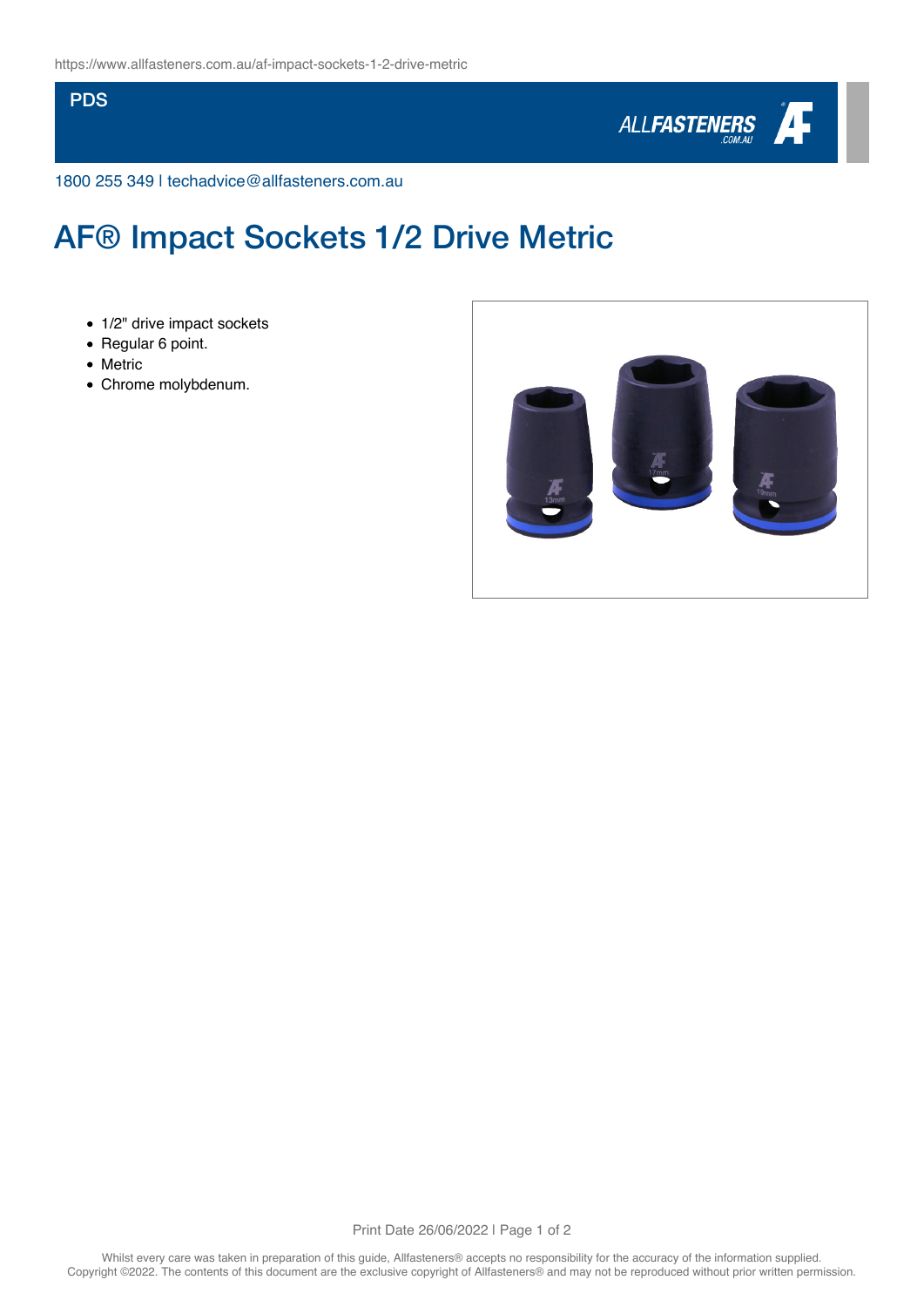https://www.allfasteners.com.au/af-impact-sockets-1-2-drive-metric

PDS

1800 255 349 | techadvice@allfasteners.com.au

# AF® Impact Sockets 1/2 Drive Metric

- 1/2" drive impact sockets
- Regular 6 point.
- Metric
- Chrome molybdenum.

Whilst every care was taken in preparation of this guide, Allfasteners® accepts no responsibility for the accuracy of the information supplied. Copyright ©2022. The contents of this document are the exclusive copyright of Allfasteners® and may not be reproduced without prior written permission.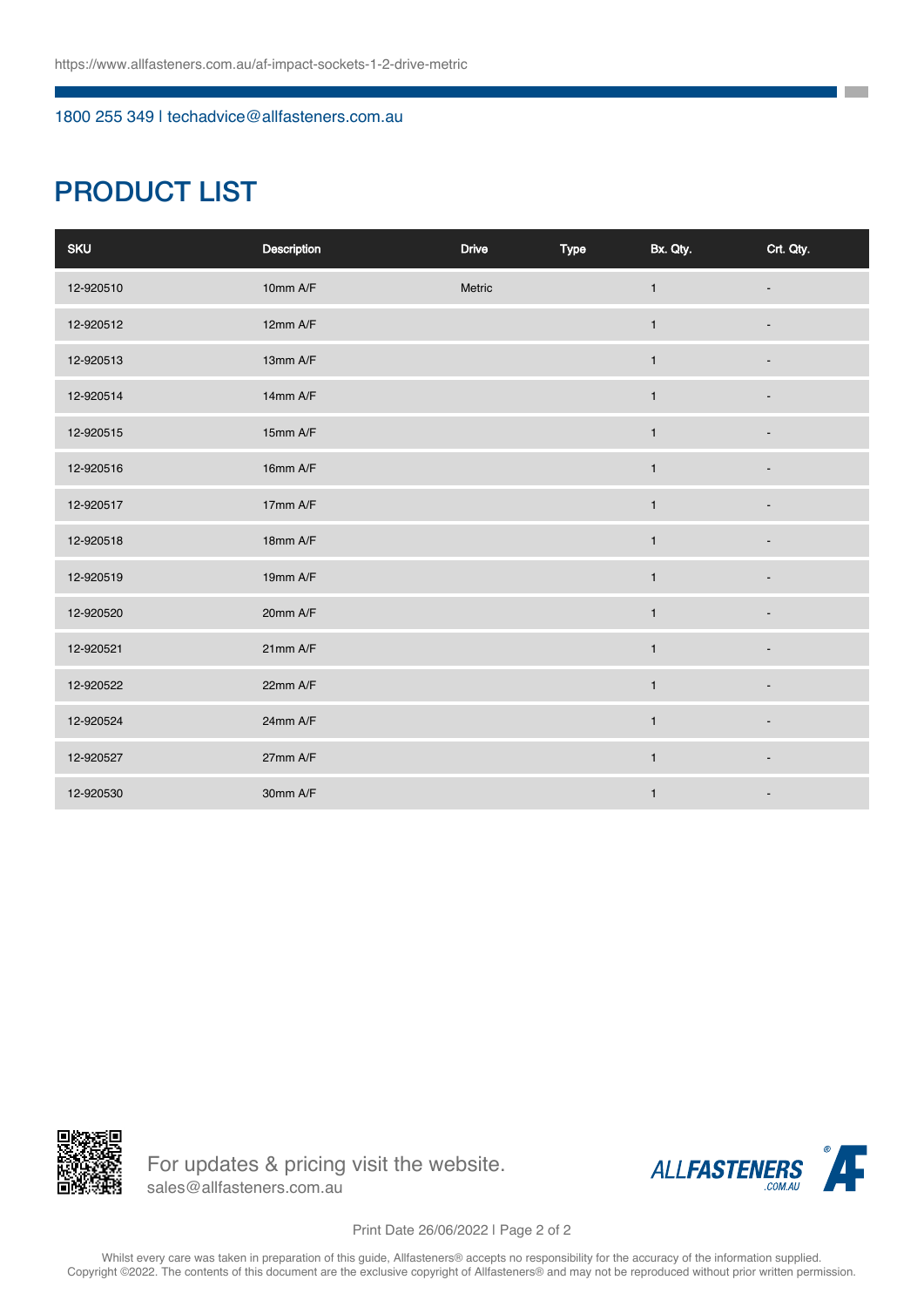https://www.allfasteners.com.au/af-impact-sockets-1-2-drive-metric

1800 255 349 | techadvice@allfasteners.com.au

# PRODUCT LIST

| SKU | Description | Drive | Type | Bx. Qty. | Crt. Qty. |
|---|---|---|---|---|---|
| 12-920510 | 10mm A/F | Metric | | 1 | - |
| 12-920512 | 12mm A/F | | | 1 | - |
| 12-920513 | 13mm A/F | | | 1 | - |
| 12-920514 | 14mm A/F | | | 1 | - |
| 12-920515 | 15mm A/F | | | 1 | - |
| 12-920516 | 16mm A/F | | | 1 | - |
| 12-920517 | 17mm A/F | | | 1 | - |
| 12-920518 | 18mm A/F | | | 1 | - |
| 12-920519 | 19mm A/F | | | 1 | - |
| 12-920520 | 20mm A/F | | | 1 | - |
| 12-920521 | 21mm A/F | | | 1 | - |
| 12-920522 | 22mm A/F | | | 1 | - |
| 12-920524 | 24mm A/F | | | 1 | - |
| 12-920527 | 27mm A/F | | | 1 | - |
| 12-920530 | 30mm A/F | | | 1 | - |

For updates & pricing visit the website.
sales@allfasteners.com.au

ALLFASTENERS .COM.AU

Print Date 26/06/2022

Whilst every care was taken in preparation of this guide, Allfasteners® accepts no responsibility for the accuracy of the information supplied. Copyright ©2022. The contents of this document are the exclusive copyright of Allfasteners® and may not be reproduced without prior written permission.